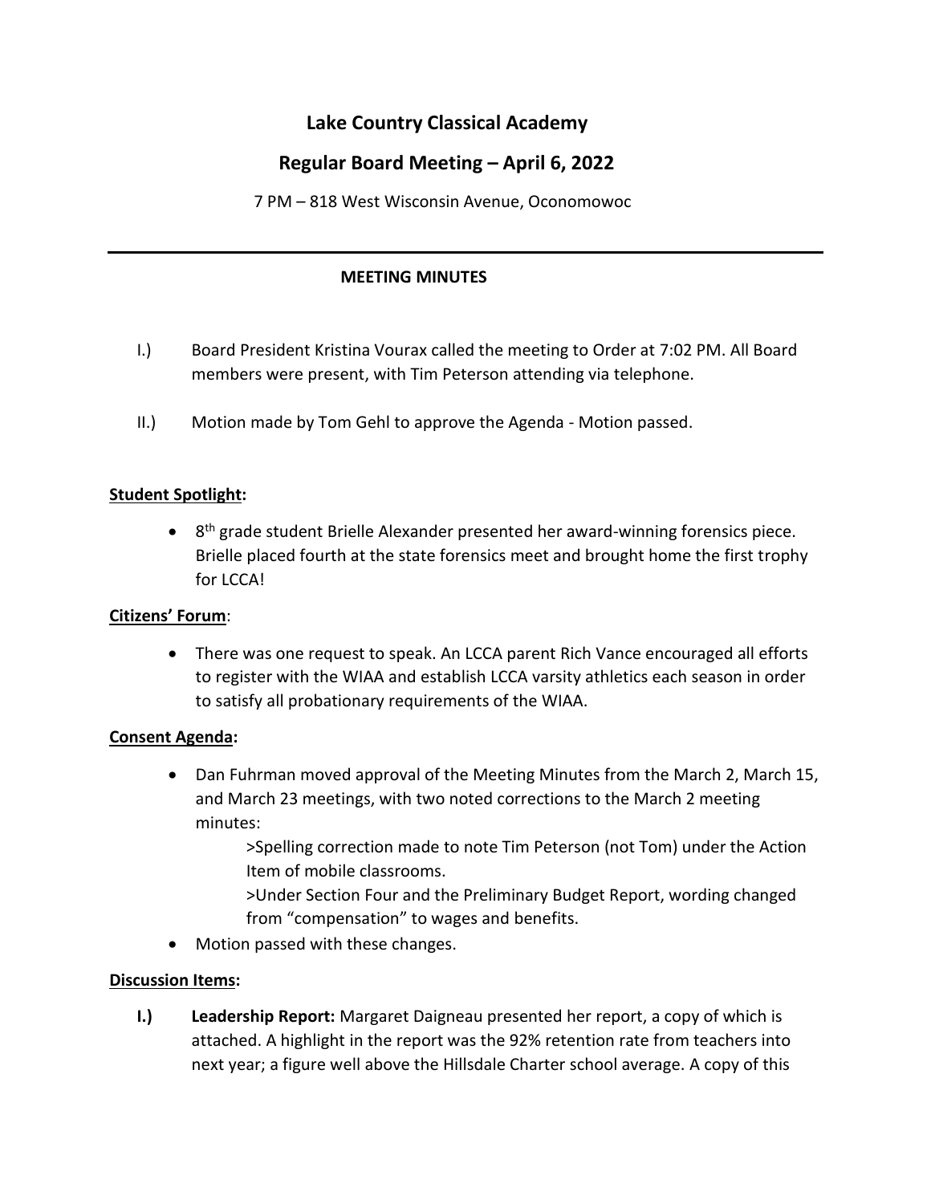# Lake Country Classical Academy

## Regular Board Meeting – April 6, 2022

7 PM – 818 West Wisconsin Avenue, Oconomowoc

---

**MEETING MINUTES**

I.) Board President Kristina Vourax called the meeting to Order at 7:02 PM. All Board members were present, with Tim Peterson attending via telephone.

II.) Motion made by Tom Gehl to approve the Agenda - Motion passed.

**<u>Student Spotlight</u>:**

- 8th grade student Brielle Alexander presented her award-winning forensics piece. Brielle placed fourth at the state forensics meet and brought home the first trophy for LCCA!

**<u>Citizens' Forum</u>**:

- There was one request to speak. An LCCA parent Rich Vance encouraged all efforts to register with the WIAA and establish LCCA varsity athletics each season in order to satisfy all probationary requirements of the WIAA.

**<u>Consent Agenda</u>:**

- Dan Fuhrman moved approval of the Meeting Minutes from the March 2, March 15, and March 23 meetings, with two noted corrections to the March 2 meeting minutes:
  - >Spelling correction made to note Tim Peterson (not Tom) under the Action Item of mobile classrooms.
  - >Under Section Four and the Preliminary Budget Report, wording changed from "compensation" to wages and benefits.
- Motion passed with these changes.

**<u>Discussion Items</u>:**

**I.)** **Leadership Report:** Margaret Daigneau presented her report, a copy of which is attached. A highlight in the report was the 92% retention rate from teachers into next year; a figure well above the Hillsdale Charter school average. A copy of this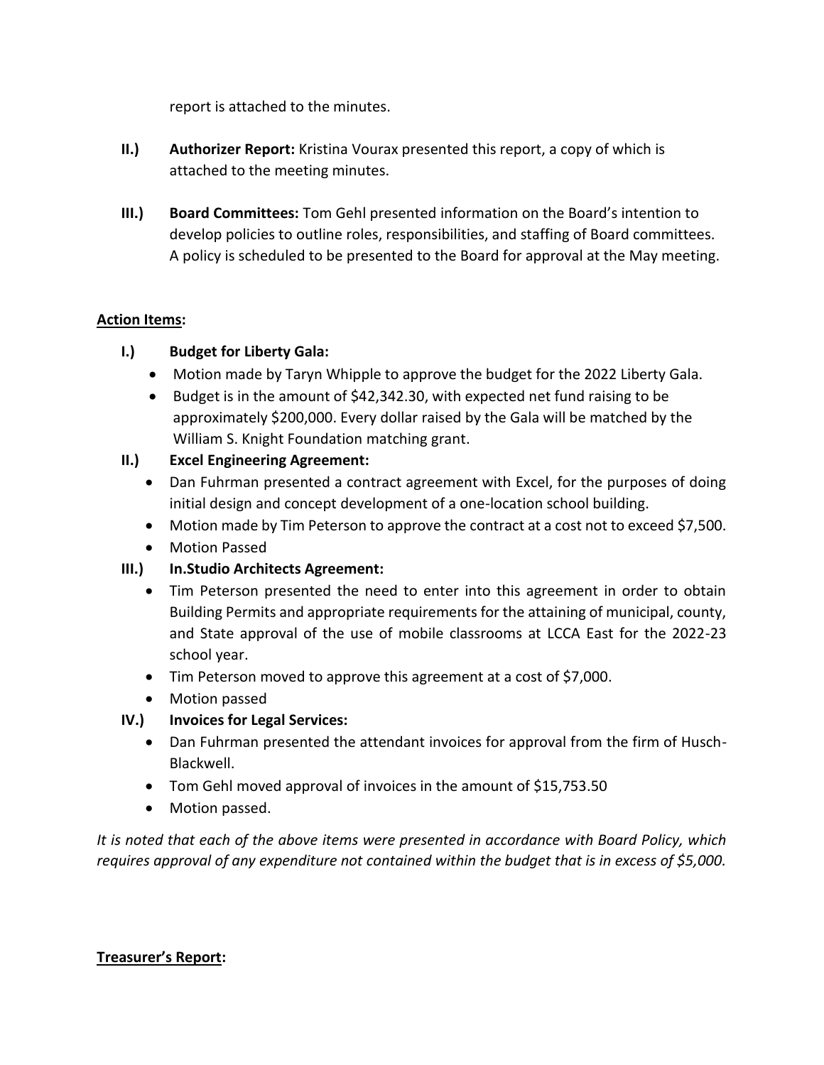report is attached to the minutes.

**II.)** **Authorizer Report:** Kristina Vourax presented this report, a copy of which is attached to the meeting minutes.

**III.)** **Board Committees:** Tom Gehl presented information on the Board's intention to develop policies to outline roles, responsibilities, and staffing of Board committees. A policy is scheduled to be presented to the Board for approval at the May meeting.

**Action Items:**

**I.)** **Budget for Liberty Gala:**

- Motion made by Taryn Whipple to approve the budget for the 2022 Liberty Gala.
- Budget is in the amount of $42,342.30, with expected net fund raising to be approximately $200,000. Every dollar raised by the Gala will be matched by the William S. Knight Foundation matching grant.

**II.)** **Excel Engineering Agreement:**

- Dan Fuhrman presented a contract agreement with Excel, for the purposes of doing initial design and concept development of a one-location school building.
- Motion made by Tim Peterson to approve the contract at a cost not to exceed $7,500.
- Motion Passed

**III.)** **In.Studio Architects Agreement:**

- Tim Peterson presented the need to enter into this agreement in order to obtain Building Permits and appropriate requirements for the attaining of municipal, county, and State approval of the use of mobile classrooms at LCCA East for the 2022-23 school year.
- Tim Peterson moved to approve this agreement at a cost of $7,000.
- Motion passed

**IV.)** **Invoices for Legal Services:**

- Dan Fuhrman presented the attendant invoices for approval from the firm of Husch-Blackwell.
- Tom Gehl moved approval of invoices in the amount of $15,753.50
- Motion passed.

*It is noted that each of the above items were presented in accordance with Board Policy, which requires approval of any expenditure not contained within the budget that is in excess of $5,000.*

**Treasurer's Report:**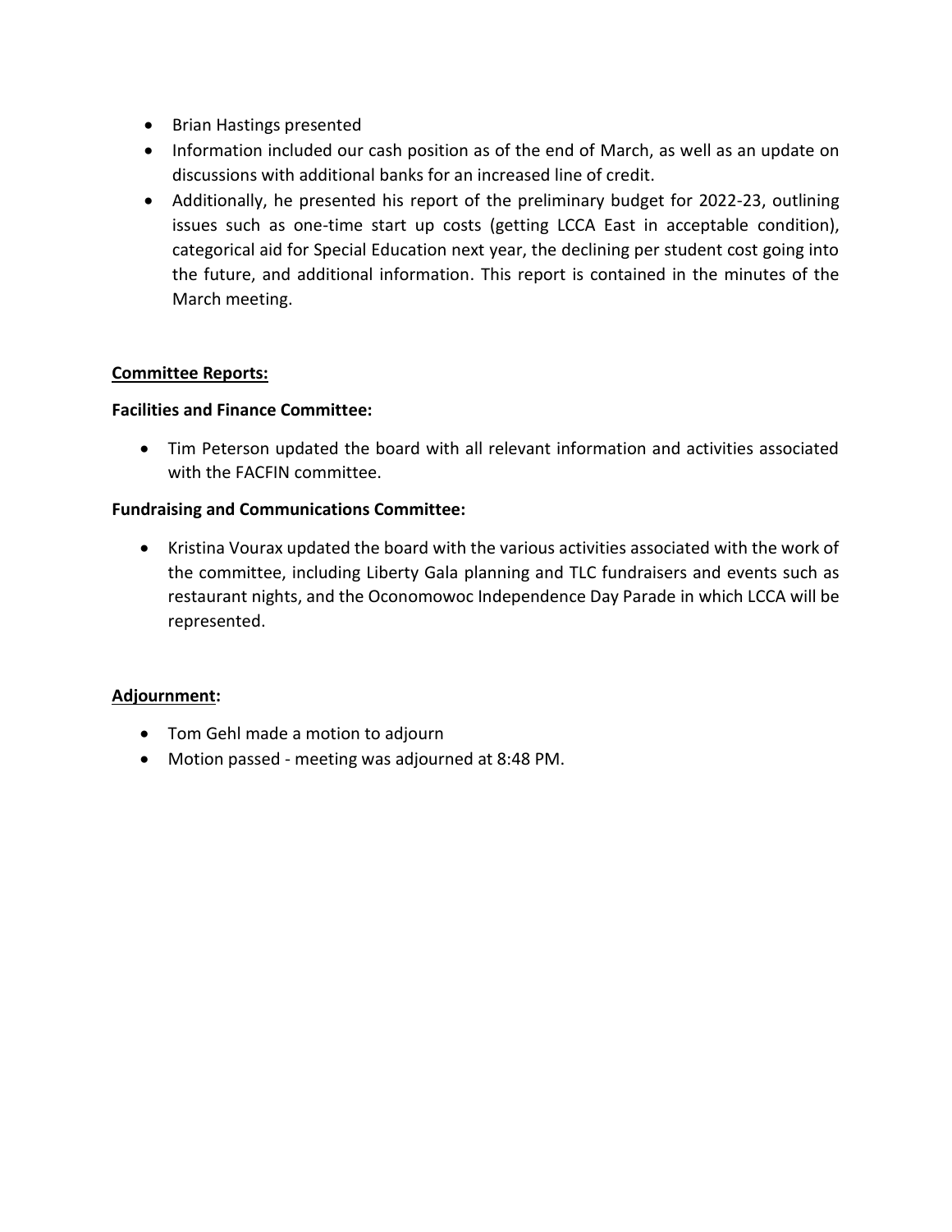- Brian Hastings presented
- Information included our cash position as of the end of March, as well as an update on discussions with additional banks for an increased line of credit.
- Additionally, he presented his report of the preliminary budget for 2022-23, outlining issues such as one-time start up costs (getting LCCA East in acceptable condition), categorical aid for Special Education next year, the declining per student cost going into the future, and additional information. This report is contained in the minutes of the March meeting.

**Committee Reports:**

**Facilities and Finance Committee:**

- Tim Peterson updated the board with all relevant information and activities associated with the FACFIN committee.

**Fundraising and Communications Committee:**

- Kristina Vourax updated the board with the various activities associated with the work of the committee, including Liberty Gala planning and TLC fundraisers and events such as restaurant nights, and the Oconomowoc Independence Day Parade in which LCCA will be represented.

**Adjournment:**

- Tom Gehl made a motion to adjourn
- Motion passed - meeting was adjourned at 8:48 PM.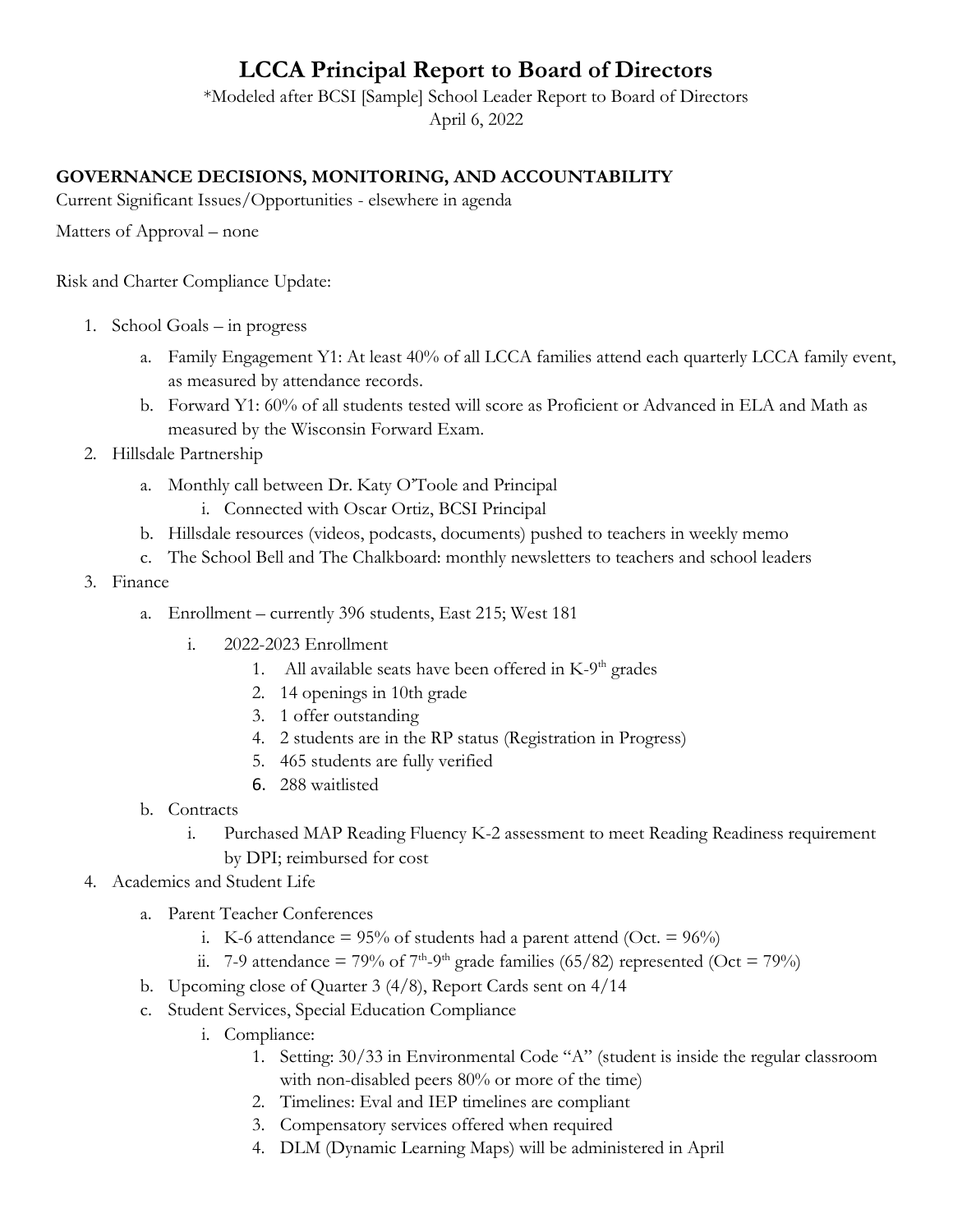# LCCA Principal Report to Board of Directors

*Modeled after BCSI [Sample] School Leader Report to Board of Directors

April 6, 2022

**GOVERNANCE DECISIONS, MONITORING, AND ACCOUNTABILITY**

Current Significant Issues/Opportunities - elsewhere in agenda

Matters of Approval – none

Risk and Charter Compliance Update:

1. School Goals – in progress
   a. Family Engagement Y1: At least 40% of all LCCA families attend each quarterly LCCA family event, as measured by attendance records.
   b. Forward Y1: 60% of all students tested will score as Proficient or Advanced in ELA and Math as measured by the Wisconsin Forward Exam.
2. Hillsdale Partnership
   a. Monthly call between Dr. Katy O'Toole and Principal
      i. Connected with Oscar Ortiz, BCSI Principal
   b. Hillsdale resources (videos, podcasts, documents) pushed to teachers in weekly memo
   c. The School Bell and The Chalkboard: monthly newsletters to teachers and school leaders
3. Finance
   a. Enrollment – currently 396 students, East 215; West 181
      i. 2022-2023 Enrollment
         1. All available seats have been offered in K-9th grades
         2. 14 openings in 10th grade
         3. 1 offer outstanding
         4. 2 students are in the RP status (Registration in Progress)
         5. 465 students are fully verified
         6. 288 waitlisted
   b. Contracts
      i. Purchased MAP Reading Fluency K-2 assessment to meet Reading Readiness requirement by DPI; reimbursed for cost
4. Academics and Student Life
   a. Parent Teacher Conferences
      i. K-6 attendance = 95% of students had a parent attend (Oct. = 96%)
      ii. 7-9 attendance = 79% of 7th-9th grade families (65/82) represented (Oct = 79%)
   b. Upcoming close of Quarter 3 (4/8), Report Cards sent on 4/14
   c. Student Services, Special Education Compliance
      i. Compliance:
         1. Setting: 30/33 in Environmental Code "A" (student is inside the regular classroom with non-disabled peers 80% or more of the time)
         2. Timelines: Eval and IEP timelines are compliant
         3. Compensatory services offered when required
         4. DLM (Dynamic Learning Maps) will be administered in April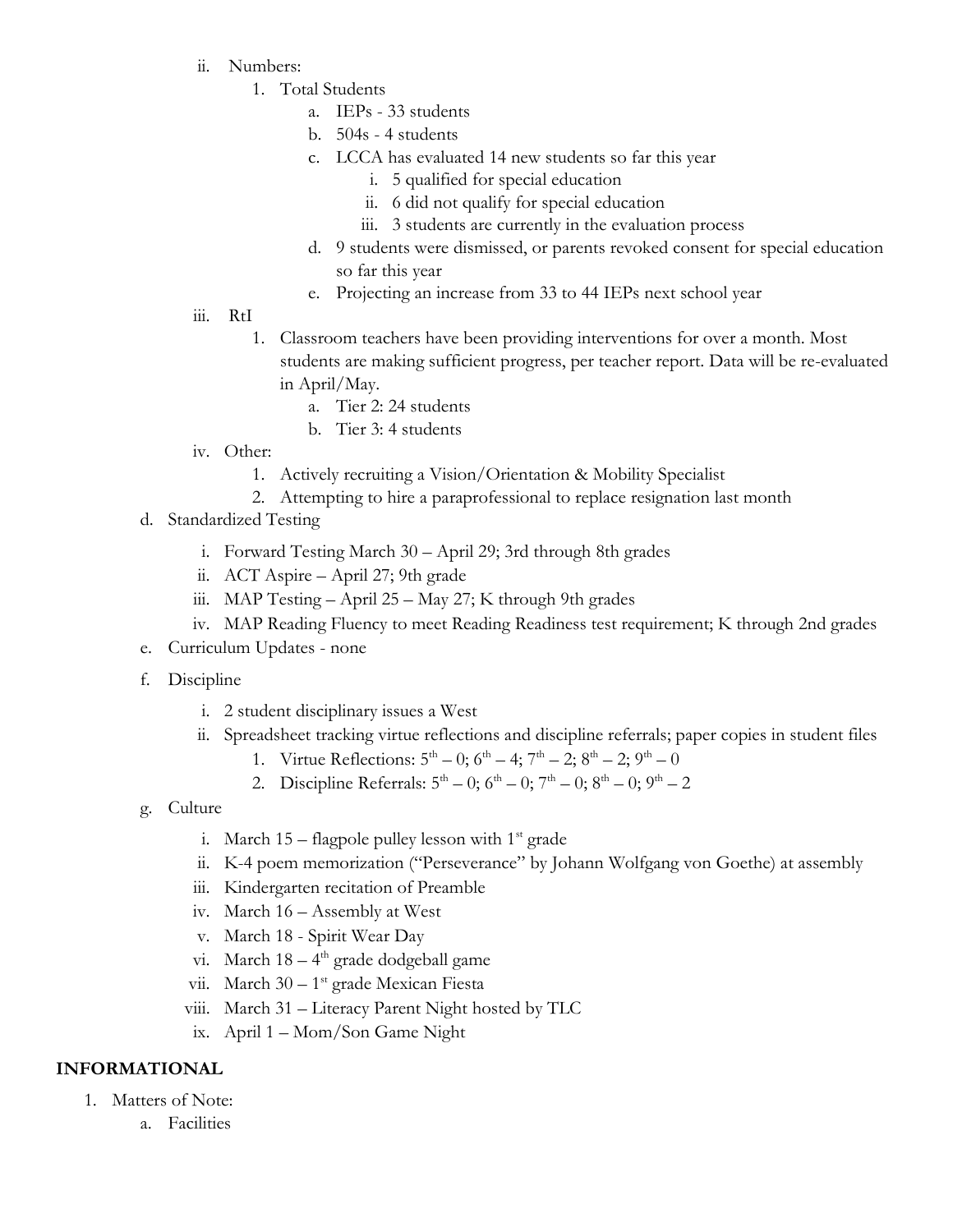ii. Numbers:

1. Total Students
   a. IEPs - 33 students
   b. 504s - 4 students
   c. LCCA has evaluated 14 new students so far this year
      i. 5 qualified for special education
      ii. 6 did not qualify for special education
      iii. 3 students are currently in the evaluation process
   d. 9 students were dismissed, or parents revoked consent for special education so far this year
   e. Projecting an increase from 33 to 44 IEPs next school year

iii. RtI

1. Classroom teachers have been providing interventions for over a month. Most students are making sufficient progress, per teacher report. Data will be re-evaluated in April/May.
   a. Tier 2: 24 students
   b. Tier 3: 4 students

iv. Other:

1. Actively recruiting a Vision/Orientation & Mobility Specialist
2. Attempting to hire a paraprofessional to replace resignation last month

d. Standardized Testing

i. Forward Testing March 30 – April 29; 3rd through 8th grades
ii. ACT Aspire – April 27; 9th grade
iii. MAP Testing – April 25 – May 27; K through 9th grades
iv. MAP Reading Fluency to meet Reading Readiness test requirement; K through 2nd grades

e. Curriculum Updates - none

f. Discipline

i. 2 student disciplinary issues a West
ii. Spreadsheet tracking virtue reflections and discipline referrals; paper copies in student files
   1. Virtue Reflections: 5th – 0; 6th – 4; 7th – 2; 8th – 2; 9th – 0
   2. Discipline Referrals: 5th – 0; 6th – 0; 7th – 0; 8th – 0; 9th – 2

g. Culture

i. March 15 – flagpole pulley lesson with 1st grade
ii. K-4 poem memorization ("Perseverance" by Johann Wolfgang von Goethe) at assembly
iii. Kindergarten recitation of Preamble
iv. March 16 – Assembly at West
v. March 18 - Spirit Wear Day
vi. March 18 – 4th grade dodgeball game
vii. March 30 – 1st grade Mexican Fiesta
viii. March 31 – Literacy Parent Night hosted by TLC
ix. April 1 – Mom/Son Game Night

## INFORMATIONAL

1. Matters of Note:
   a. Facilities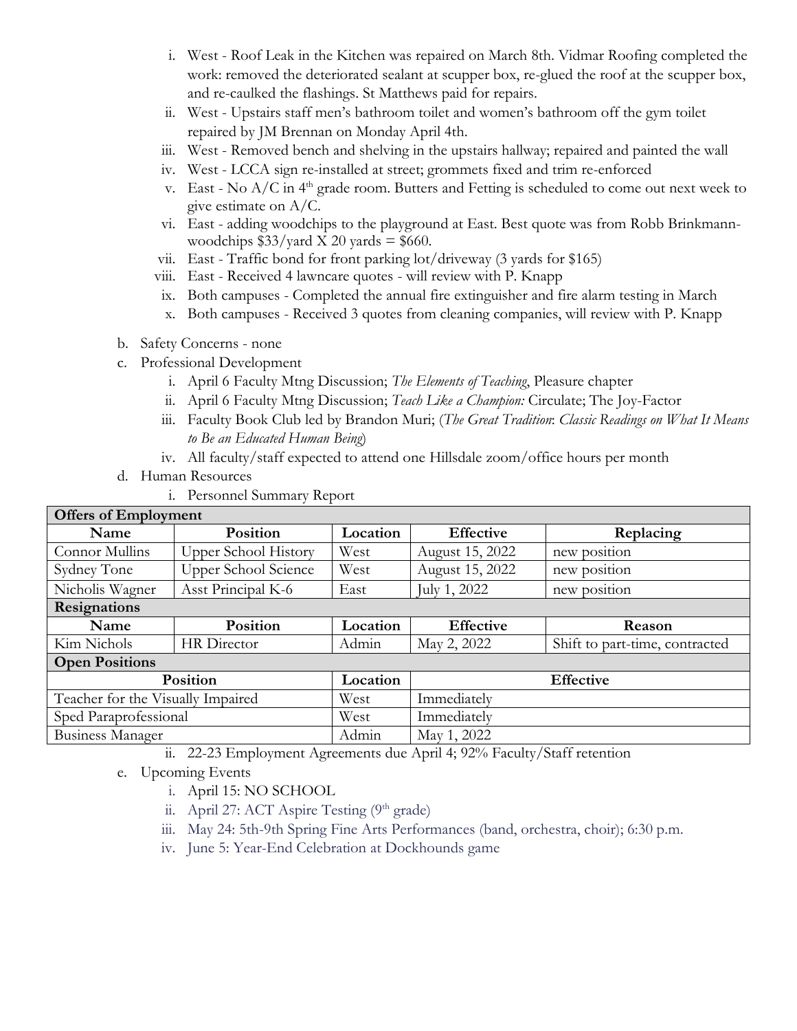i. West - Roof Leak in the Kitchen was repaired on March 8th. Vidmar Roofing completed the work: removed the deteriorated sealant at scupper box, re-glued the roof at the scupper box, and re-caulked the flashings. St Matthews paid for repairs.
  ii. West - Upstairs staff men's bathroom toilet and women's bathroom off the gym toilet repaired by JM Brennan on Monday April 4th.
  iii. West - Removed bench and shelving in the upstairs hallway; repaired and painted the wall
  iv. West - LCCA sign re-installed at street; grommets fixed and trim re-enforced
  v. East - No A/C in 4th grade room. Butters and Fetting is scheduled to come out next week to give estimate on A/C.
  vi. East - adding woodchips to the playground at East. Best quote was from Robb Brinkmann- woodchips \$33/yard X 20 yards = \$660.
  vii. East - Traffic bond for front parking lot/driveway (3 yards for \$165)
  viii. East - Received 4 lawncare quotes - will review with P. Knapp
  ix. Both campuses - Completed the annual fire extinguisher and fire alarm testing in March
  x. Both campuses - Received 3 quotes from cleaning companies, will review with P. Knapp

b. Safety Concerns - none

c. Professional Development
  i. April 6 Faculty Mtng Discussion; *The Elements of Teaching*, Pleasure chapter
  ii. April 6 Faculty Mtng Discussion; *Teach Like a Champion:* Circulate; The Joy-Factor
  iii. Faculty Book Club led by Brandon Muri; (*The Great Tradition*: *Classic Readings on What It Means to Be an Educated Human Being*)
  iv. All faculty/staff expected to attend one Hillsdale zoom/office hours per month

d. Human Resources
  i. Personnel Summary Report

| **Offers of Employment** | | | | |
|---|---|---|---|---|
| **Name** | **Position** | **Location** | **Effective** | **Replacing** |
| Connor Mullins | Upper School History | West | August 15, 2022 | new position |
| Sydney Tone | Upper School Science | West | August 15, 2022 | new position |
| Nicholis Wagner | Asst Principal K-6 | East | July 1, 2022 | new position |
| **Resignations** | | | | |
| **Name** | **Position** | **Location** | **Effective** | **Reason** |
| Kim Nichols | HR Director | Admin | May 2, 2022 | Shift to part-time, contracted |
| **Open Positions** | | | | |
| **Position** | | **Location** | **Effective** | |
| Teacher for the Visually Impaired | | West | Immediately | |
| Sped Paraprofessional | | West | Immediately | |
| Business Manager | | Admin | May 1, 2022 | |

  ii. 22-23 Employment Agreements due April 4; 92% Faculty/Staff retention

e. Upcoming Events
  i. April 15: NO SCHOOL
  ii. April 27: ACT Aspire Testing (9th grade)
  iii. May 24: 5th-9th Spring Fine Arts Performances (band, orchestra, choir); 6:30 p.m.
  iv. June 5: Year-End Celebration at Dockhounds game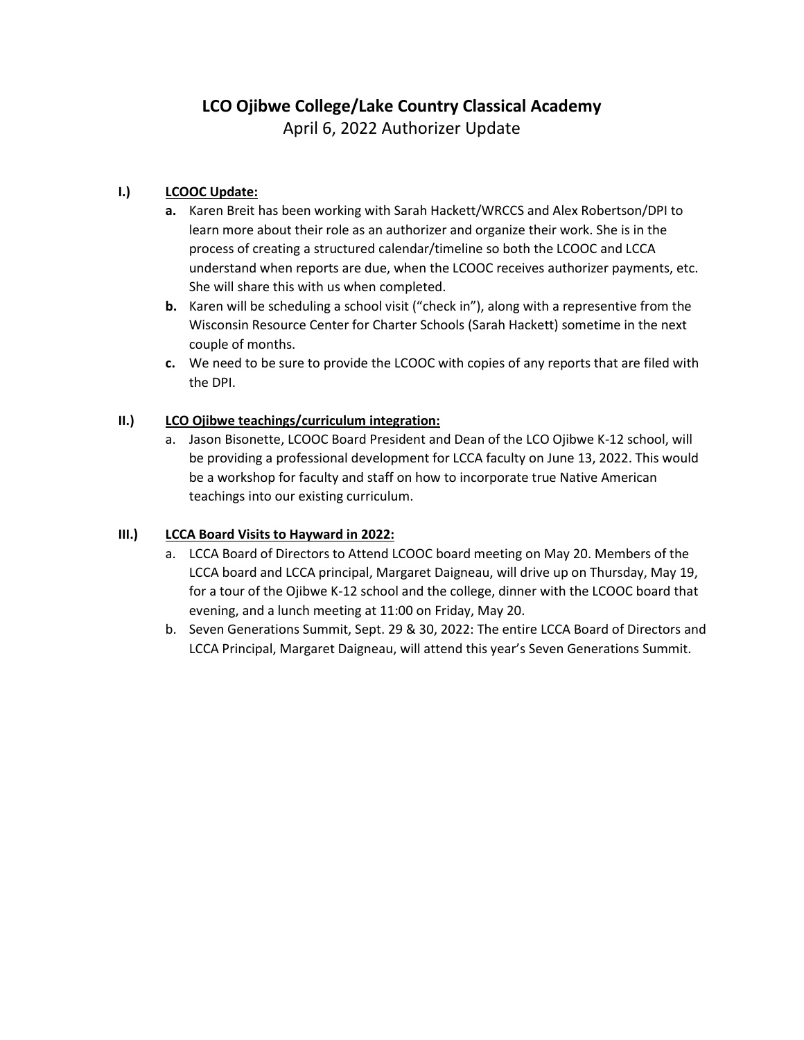# LCO Ojibwe College/Lake Country Classical Academy

April 6, 2022 Authorizer Update

## I.) LCOOC Update:

**a.** Karen Breit has been working with Sarah Hackett/WRCCS and Alex Robertson/DPI to learn more about their role as an authorizer and organize their work. She is in the process of creating a structured calendar/timeline so both the LCOOC and LCCA understand when reports are due, when the LCOOC receives authorizer payments, etc. She will share this with us when completed.

**b.** Karen will be scheduling a school visit ("check in"), along with a representive from the Wisconsin Resource Center for Charter Schools (Sarah Hackett) sometime in the next couple of months.

**c.** We need to be sure to provide the LCOOC with copies of any reports that are filed with the DPI.

## II.) LCO Ojibwe teachings/curriculum integration:

a. Jason Bisonette, LCOOC Board President and Dean of the LCO Ojibwe K-12 school, will be providing a professional development for LCCA faculty on June 13, 2022. This would be a workshop for faculty and staff on how to incorporate true Native American teachings into our existing curriculum.

## III.) LCCA Board Visits to Hayward in 2022:

a. LCCA Board of Directors to Attend LCOOC board meeting on May 20. Members of the LCCA board and LCCA principal, Margaret Daigneau, will drive up on Thursday, May 19, for a tour of the Ojibwe K-12 school and the college, dinner with the LCOOC board that evening, and a lunch meeting at 11:00 on Friday, May 20.

b. Seven Generations Summit, Sept. 29 & 30, 2022: The entire LCCA Board of Directors and LCCA Principal, Margaret Daigneau, will attend this year's Seven Generations Summit.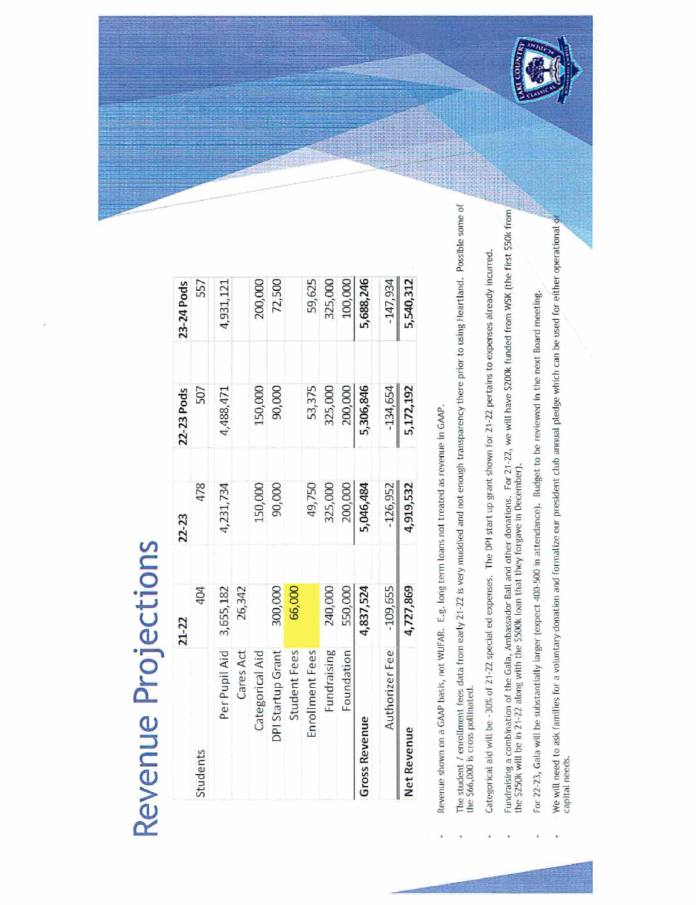# Revenue Projections

| | 21-22 | 22-23 | 22-23 Pods | 23-24 Pods |
|---|---|---|---|---|
| Students | 404 | 478 | 507 | 557 |
| Per Pupil Aid | 3,655,182 | 4,231,734 | 4,488,471 | 4,931,121 |
| Cares Act | 26,342 | | | |
| Categorical Aid | | 150,000 | 150,000 | 200,000 |
| DPI Startup Grant | 300,000 | 90,000 | 90,000 | 72,500 |
| Student Fees | 66,000 | | | |
| Enrollment Fees | | 49,750 | 53,375 | 59,625 |
| Fundraising | 240,000 | 325,000 | 325,000 | 325,000 |
| Foundation | 550,000 | 200,000 | 200,000 | 100,000 |
| **Gross Revenue** | **4,837,524** | **5,046,484** | **5,306,846** | **5,688,246** |
| Authorizer Fee | -109,655 | -126,952 | -134,654 | -147,934 |
| **Net Revenue** | **4,727,869** | **4,919,532** | **5,172,192** | **5,540,312** |

- Revenue shown on a GAAP basis, not WUFAR. E.g. long term loans not treated as revenue in GAAP.
- The student / enrollment fees data from early 21-22 is very muddied and not enough transparency there prior to using Heartland. Possible some of the $66,000 is cross pollinated.
- Categorical aid will be ~30% of 21-22 special ed expenses. The DPI start up grant shown for 21-22 pertains to expenses already incurred.
- Fundraising a combination of the Gala, Ambassador Ball and other donations. For 21-22, we will have $200k funded from WSK (the first $50k from the $250k will be in 21-22 along with the $500k loan that they forgave in December).
- For 22-23, Gala will be substantially larger (expect 400-500 in attendance). Budget to be reviewed in the next Board meeting.
- We will need to ask families for a voluntary donation and formalize our president club annual pledge which can be used for either operational or capital needs.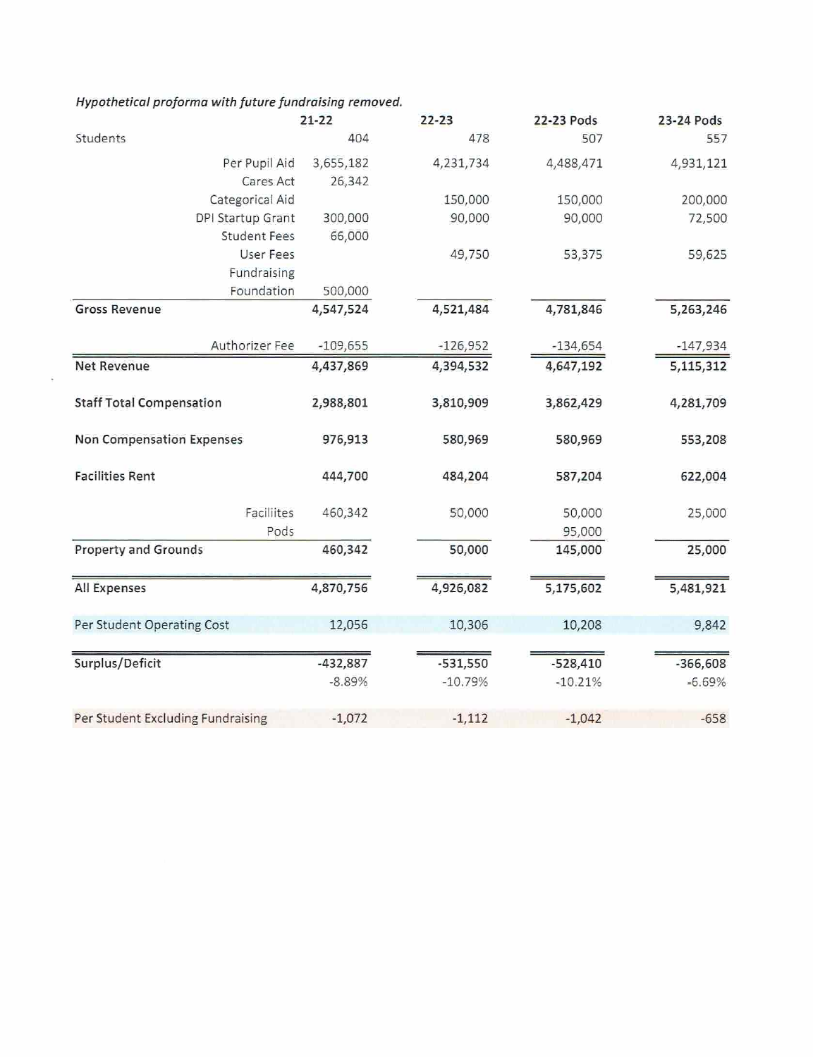*Hypothetical proforma with future fundraising removed.*

| | | 21-22 | 22-23 | 22-23 Pods | 23-24 Pods |
|---|---|---|---|---|---|
| Students | | 404 | 478 | 507 | 557 |
| | Per Pupil Aid | 3,655,182 | 4,231,734 | 4,488,471 | 4,931,121 |
| | Cares Act | 26,342 | | | |
| | Categorical Aid | | 150,000 | 150,000 | 200,000 |
| | DPI Startup Grant | 300,000 | 90,000 | 90,000 | 72,500 |
| | Student Fees | 66,000 | | | |
| | User Fees | | 49,750 | 53,375 | 59,625 |
| | Fundraising | | | | |
| | Foundation | 500,000 | | | |
| **Gross Revenue** | | **4,547,524** | **4,521,484** | **4,781,846** | **5,263,246** |
| | Authorizer Fee | -109,655 | -126,952 | -134,654 | -147,934 |
| **Net Revenue** | | **4,437,869** | **4,394,532** | **4,647,192** | **5,115,312** |
| **Staff Total Compensation** | | **2,988,801** | **3,810,909** | **3,862,429** | **4,281,709** |
| **Non Compensation Expenses** | | **976,913** | **580,969** | **580,969** | **553,208** |
| **Facilities Rent** | | **444,700** | **484,204** | **587,204** | **622,004** |
| | Faciliites | 460,342 | 50,000 | 50,000 | 25,000 |
| | Pods | | | 95,000 | |
| **Property and Grounds** | | **460,342** | **50,000** | **145,000** | **25,000** |
| **All Expenses** | | **4,870,756** | **4,926,082** | **5,175,602** | **5,481,921** |
| Per Student Operating Cost | | 12,056 | 10,306 | 10,208 | 9,842 |
| **Surplus/Deficit** | | **-432,887** | **-531,550** | **-528,410** | **-366,608** |
| | | -8.89% | -10.79% | -10.21% | -6.69% |
| Per Student Excluding Fundraising | | -1,072 | -1,112 | -1,042 | -658 |